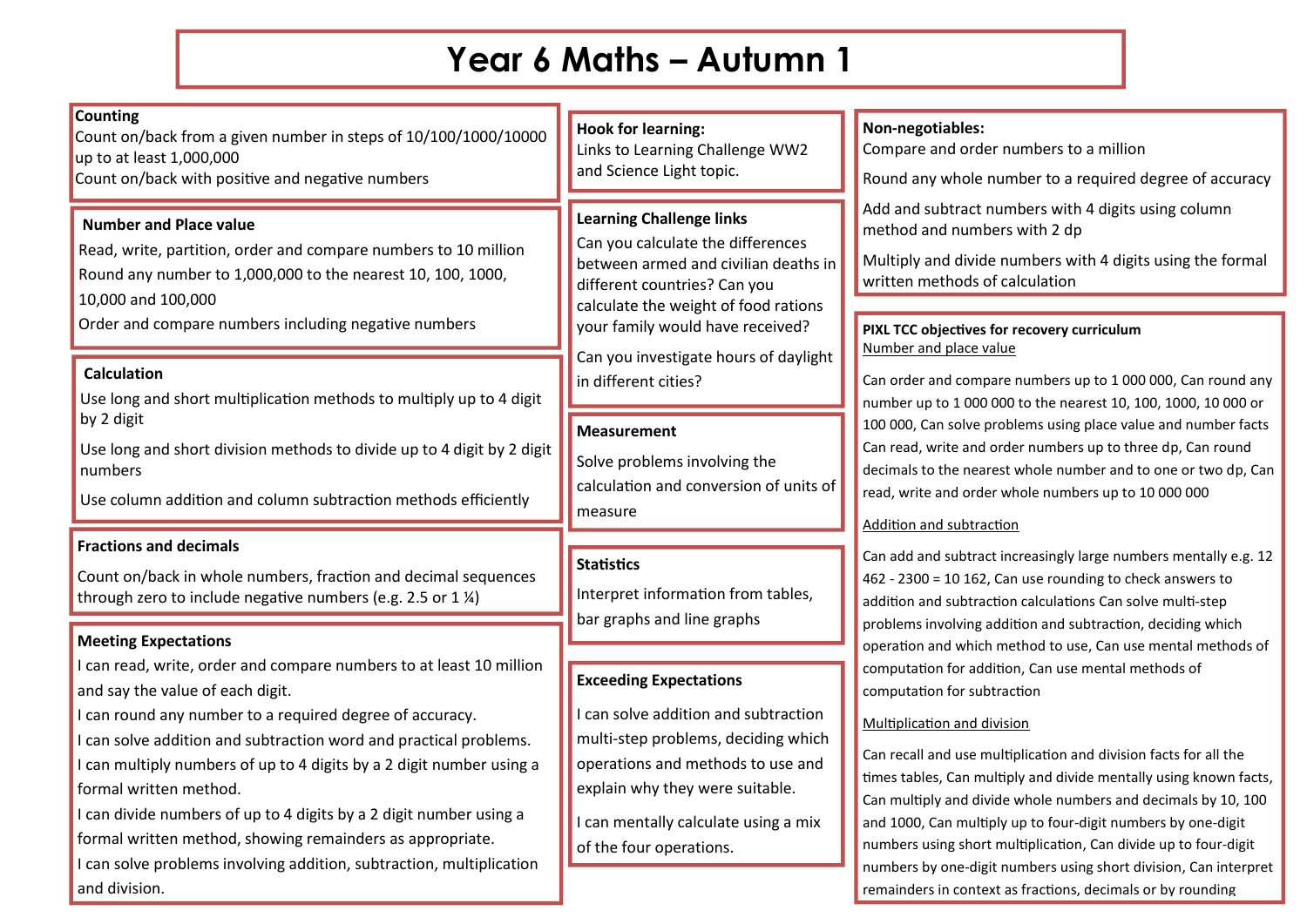# Year 6 Maths – Autumn 1

## Counting

Count on/back from a given number in steps of 10/100/1000/10000 up to at least 1,000,000

Count on/back with positive and negative numbers

## Number and Place value

Read, write, partition, order and compare numbers to 10 million

Round any number to 1,000,000 to the nearest 10, 100, 1000, 10,000 and 100,000

Order and compare numbers including negative numbers

## Calculation

Use long and short multiplication methods to multiply up to 4 digit by 2 digit

Use long and short division methods to divide up to 4 digit by 2 digit numbers

Use column addition and column subtraction methods efficiently

## Fractions and decimals

Count on/back in whole numbers, fraction and decimal sequences through zero to include negative numbers (e.g. 2.5 or 1 ¼)

## Meeting Expectations

I can read, write, order and compare numbers to at least 10 million and say the value of each digit.

I can round any number to a required degree of accuracy.

I can solve addition and subtraction word and practical problems.

I can multiply numbers of up to 4 digits by a 2 digit number using a formal written method.

I can divide numbers of up to 4 digits by a 2 digit number using a formal written method, showing remainders as appropriate.

I can solve problems involving addition, subtraction, multiplication and division.

## Hook for learning:

Links to Learning Challenge WW2 and Science Light topic.

## Learning Challenge links

Can you calculate the differences between armed and civilian deaths in different countries? Can you calculate the weight of food rations your family would have received?

Can you investigate hours of daylight in different cities?

## Measurement

Solve problems involving the calculation and conversion of units of measure

## Statistics

Interpret information from tables, bar graphs and line graphs

## Exceeding Expectations

I can solve addition and subtraction multi-step problems, deciding which operations and methods to use and explain why they were suitable.

I can mentally calculate using a mix of the four operations.

## Non-negotiables:

Compare and order numbers to a million

Round any whole number to a required degree of accuracy

Add and subtract numbers with 4 digits using column method and numbers with 2 dp

Multiply and divide numbers with 4 digits using the formal written methods of calculation

## PIXL TCC objectives for recovery curriculum

Number and place value

Can order and compare numbers up to 1 000 000, Can round any number up to 1 000 000 to the nearest 10, 100, 1000, 10 000 or 100 000, Can solve problems using place value and number facts Can read, write and order numbers up to three dp, Can round decimals to the nearest whole number and to one or two dp, Can read, write and order whole numbers up to 10 000 000

Addition and subtraction

Can add and subtract increasingly large numbers mentally e.g. 12 462 - 2300 = 10 162, Can use rounding to check answers to addition and subtraction calculations Can solve multi-step problems involving addition and subtraction, deciding which operation and which method to use, Can use mental methods of computation for addition, Can use mental methods of computation for subtraction

Multiplication and division

Can recall and use multiplication and division facts for all the times tables, Can multiply and divide mentally using known facts, Can multiply and divide whole numbers and decimals by 10, 100 and 1000, Can multiply up to four-digit numbers by one-digit numbers using short multiplication, Can divide up to four-digit numbers by one-digit numbers using short division, Can interpret remainders in context as fractions, decimals or by rounding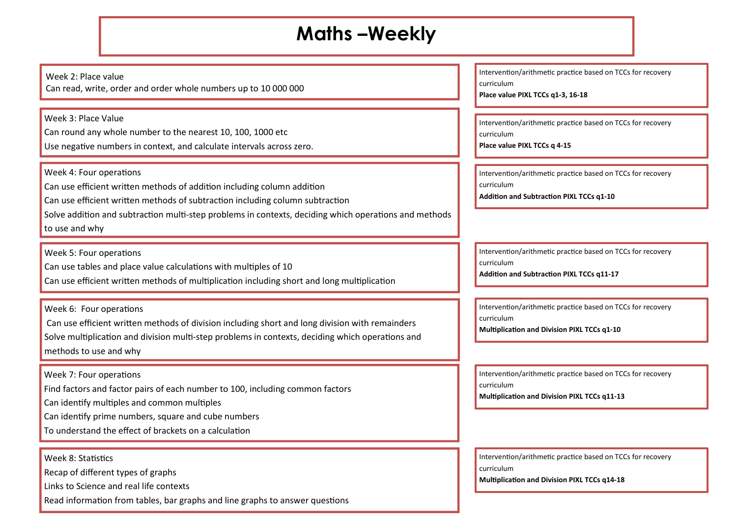# Maths –Weekly

Week 2: Place value
Can read, write, order and order whole numbers up to 10 000 000

Intervention/arithmetic practice based on TCCs for recovery curriculum
**Place value PIXL TCCs q1-3, 16-18**

Week 3: Place Value
Can round any whole number to the nearest 10, 100, 1000 etc
Use negative numbers in context, and calculate intervals across zero.

Intervention/arithmetic practice based on TCCs for recovery curriculum
**Place value PIXL TCCs q 4-15**

Week 4: Four operations
Can use efficient written methods of addition including column addition
Can use efficient written methods of subtraction including column subtraction
Solve addition and subtraction multi-step problems in contexts, deciding which operations and methods to use and why

Intervention/arithmetic practice based on TCCs for recovery curriculum
**Addition and Subtraction PIXL TCCs q1-10**

Week 5: Four operations
Can use tables and place value calculations with multiples of 10
Can use efficient written methods of multiplication including short and long multiplication

Intervention/arithmetic practice based on TCCs for recovery curriculum
**Addition and Subtraction PIXL TCCs q11-17**

Week 6: Four operations
Can use efficient written methods of division including short and long division with remainders
Solve multiplication and division multi-step problems in contexts, deciding which operations and methods to use and why

Intervention/arithmetic practice based on TCCs for recovery curriculum
**Multiplication and Division PIXL TCCs q1-10**

Week 7: Four operations
Find factors and factor pairs of each number to 100, including common factors
Can identify multiples and common multiples
Can identify prime numbers, square and cube numbers
To understand the effect of brackets on a calculation

Intervention/arithmetic practice based on TCCs for recovery curriculum
**Multiplication and Division PIXL TCCs q11-13**

Week 8: Statistics
Recap of different types of graphs
Links to Science and real life contexts
Read information from tables, bar graphs and line graphs to answer questions

Intervention/arithmetic practice based on TCCs for recovery curriculum
**Multiplication and Division PIXL TCCs q14-18**